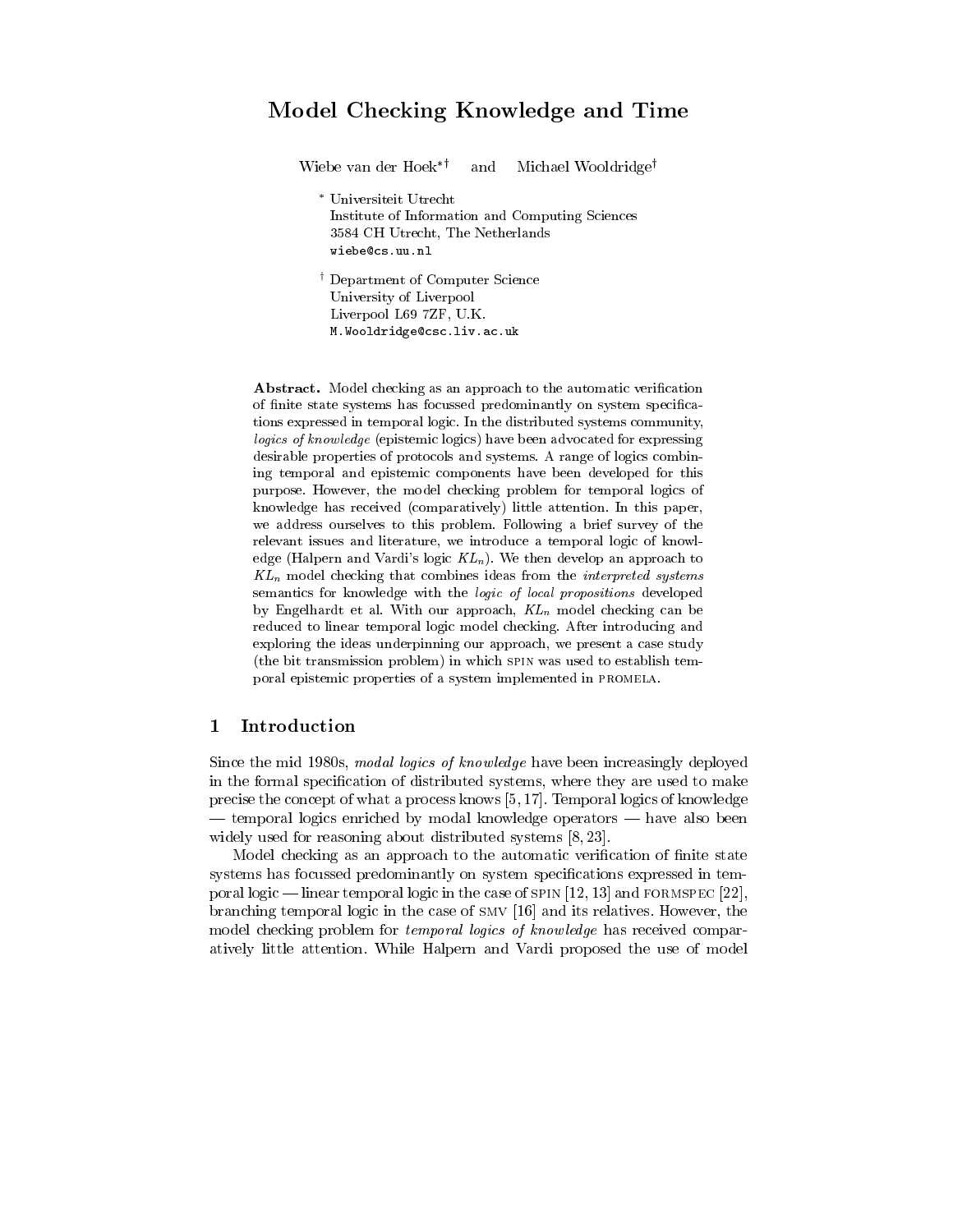# Model Checking Knowledge and Time

Wiebe van der Hoek[*†] and Michael Wooldridge[†]

[*] Universiteit Utrecht
Institute of Information and Computing Sciences
3584 CH Utrecht, The Netherlands
wiebe@cs.uu.nl

[†] Department of Computer Science
University of Liverpool
Liverpool L69 7ZF, U.K.
M.Wooldridge@csc.liv.ac.uk

**Abstract.** Model checking as an approach to the automatic verification of finite state systems has focussed predominantly on system specifications expressed in temporal logic. In the distributed systems community, *logics of knowledge* (epistemic logics) have been advocated for expressing desirable properties of protocols and systems. A range of logics combining temporal and epistemic components have been developed for this purpose. However, the model checking problem for temporal logics of knowledge has received (comparatively) little attention. In this paper, we address ourselves to this problem. Following a brief survey of the relevant issues and literature, we introduce a temporal logic of knowledge (Halpern and Vardi's logic $KL_n$). We then develop an approach to $KL_n$ model checking that combines ideas from the *interpreted systems* semantics for knowledge with the *logic of local propositions* developed by Engelhardt et al. With our approach, $KL_n$ model checking can be reduced to linear temporal logic model checking. After introducing and exploring the ideas underpinning our approach, we present a case study (the bit transmission problem) in which SPIN was used to establish temporal epistemic properties of a system implemented in PROMELA.

## 1 Introduction

Since the mid 1980s, *modal logics of knowledge* have been increasingly deployed in the formal specification of distributed systems, where they are used to make precise the concept of what a process knows [5, 17]. Temporal logics of knowledge — temporal logics enriched by modal knowledge operators — have also been widely used for reasoning about distributed systems [8, 23].

Model checking as an approach to the automatic verification of finite state systems has focussed predominantly on system specifications expressed in temporal logic — linear temporal logic in the case of SPIN [12, 13] and FORMSPEC [22], branching temporal logic in the case of SMV [16] and its relatives. However, the model checking problem for *temporal logics of knowledge* has received comparatively little attention. While Halpern and Vardi proposed the use of model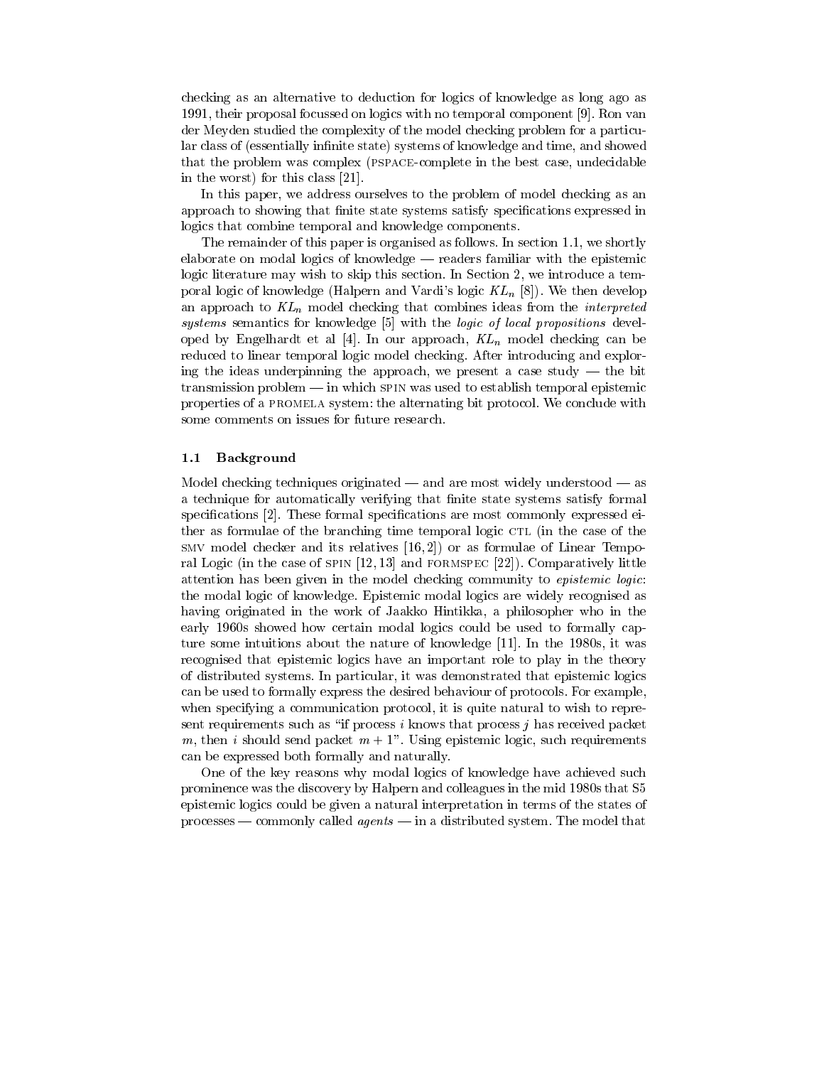checking as an alternative to deduction for logics of knowledge as long ago as 1991, their proposal focussed on logics with no temporal component [9]. Ron van der Meyden studied the complexity of the model checking problem for a particular class of (essentially infinite state) systems of knowledge and time, and showed that the problem was complex (PSPACE-complete in the best case, undecidable in the worst) for this class [21].

In this paper, we address ourselves to the problem of model checking as an approach to showing that finite state systems satisfy specifications expressed in logics that combine temporal and knowledge components.

The remainder of this paper is organised as follows. In section 1.1, we shortly elaborate on modal logics of knowledge — readers familiar with the epistemic logic literature may wish to skip this section. In Section 2, we introduce a temporal logic of knowledge (Halpern and Vardi's logic $KL_n$ [8]). We then develop an approach to $KL_n$ model checking that combines ideas from the *interpreted systems* semantics for knowledge [5] with the *logic of local propositions* developed by Engelhardt et al [4]. In our approach, $KL_n$ model checking can be reduced to linear temporal logic model checking. After introducing and exploring the ideas underpinning the approach, we present a case study — the bit transmission problem — in which SPIN was used to establish temporal epistemic properties of a PROMELA system: the alternating bit protocol. We conclude with some comments on issues for future research.

### 1.1 Background

Model checking techniques originated — and are most widely understood — as a technique for automatically verifying that finite state systems satisfy formal specifications [2]. These formal specifications are most commonly expressed either as formulae of the branching time temporal logic CTL (in the case of the SMV model checker and its relatives [16, 2]) or as formulae of Linear Temporal Logic (in the case of SPIN [12, 13] and FORMSPEC [22]). Comparatively little attention has been given in the model checking community to *epistemic logic*: the modal logic of knowledge. Epistemic modal logics are widely recognised as having originated in the work of Jaakko Hintikka, a philosopher who in the early 1960s showed how certain modal logics could be used to formally capture some intuitions about the nature of knowledge [11]. In the 1980s, it was recognised that epistemic logics have an important role to play in the theory of distributed systems. In particular, it was demonstrated that epistemic logics can be used to formally express the desired behaviour of protocols. For example, when specifying a communication protocol, it is quite natural to wish to represent requirements such as "if process $i$ knows that process $j$ has received packet $m$, then $i$ should send packet $m + 1$". Using epistemic logic, such requirements can be expressed both formally and naturally.

One of the key reasons why modal logics of knowledge have achieved such prominence was the discovery by Halpern and colleagues in the mid 1980s that S5 epistemic logics could be given a natural interpretation in terms of the states of processes — commonly called *agents* — in a distributed system. The model that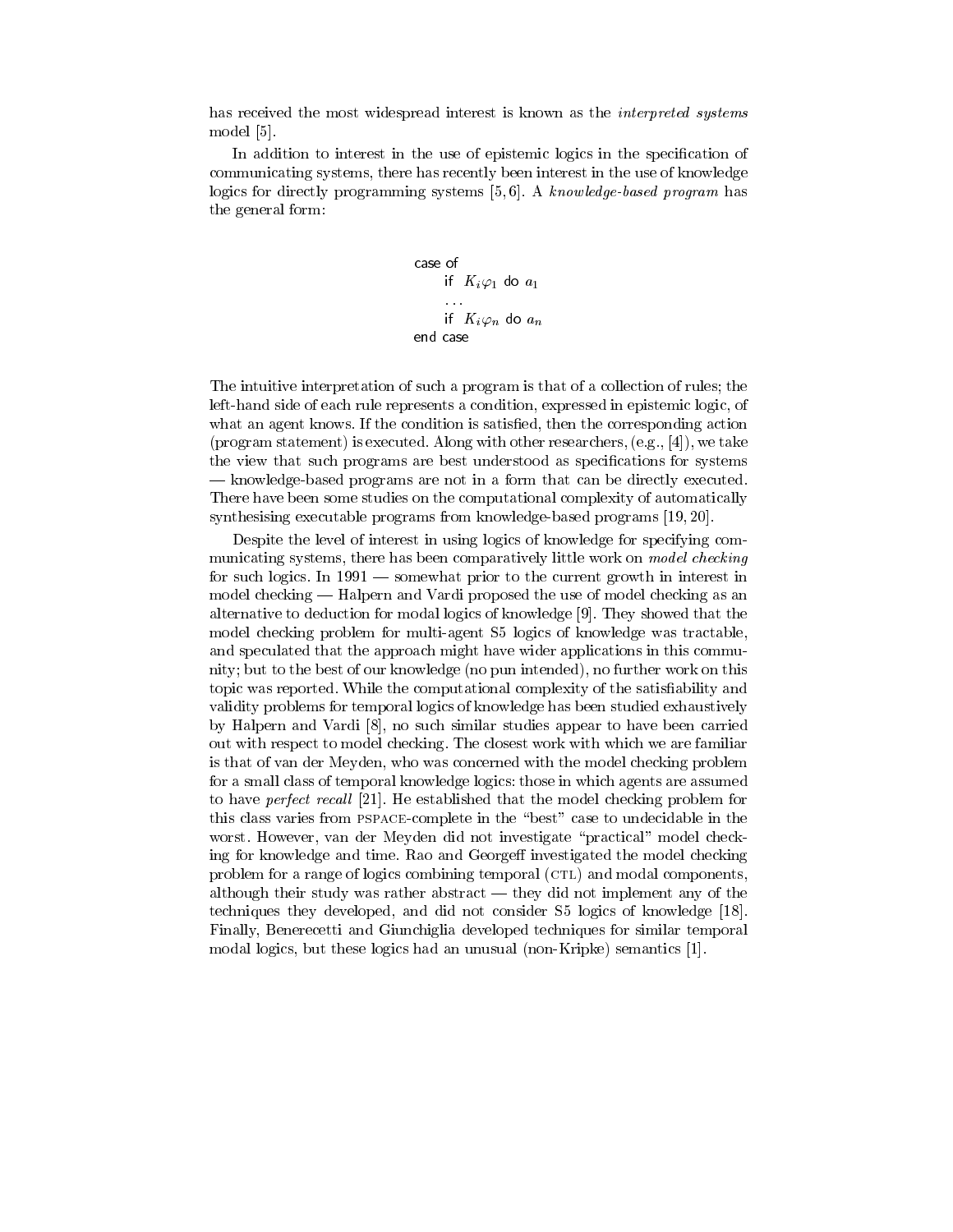has received the most widespread interest is known as the *interpreted systems* model [5].

In addition to interest in the use of epistemic logics in the specification of communicating systems, there has recently been interest in the use of knowledge logics for directly programming systems [5, 6]. A *knowledge-based program* has the general form:

```
case of
    if  K_i φ_1  do  a_1
    ...
    if  K_i φ_n  do  a_n
end case
```

The intuitive interpretation of such a program is that of a collection of rules; the left-hand side of each rule represents a condition, expressed in epistemic logic, of what an agent knows. If the condition is satisfied, then the corresponding action (program statement) is executed. Along with other researchers, (e.g., [4]), we take the view that such programs are best understood as specifications for systems — knowledge-based programs are not in a form that can be directly executed. There have been some studies on the computational complexity of automatically synthesising executable programs from knowledge-based programs [19, 20].

Despite the level of interest in using logics of knowledge for specifying communicating systems, there has been comparatively little work on *model checking* for such logics. In 1991 — somewhat prior to the current growth in interest in model checking — Halpern and Vardi proposed the use of model checking as an alternative to deduction for modal logics of knowledge [9]. They showed that the model checking problem for multi-agent S5 logics of knowledge was tractable, and speculated that the approach might have wider applications in this community; but to the best of our knowledge (no pun intended), no further work on this topic was reported. While the computational complexity of the satisfiability and validity problems for temporal logics of knowledge has been studied exhaustively by Halpern and Vardi [8], no such similar studies appear to have been carried out with respect to model checking. The closest work with which we are familiar is that of van der Meyden, who was concerned with the model checking problem for a small class of temporal knowledge logics: those in which agents are assumed to have *perfect recall* [21]. He established that the model checking problem for this class varies from PSPACE-complete in the "best" case to undecidable in the worst. However, van der Meyden did not investigate "practical" model checking for knowledge and time. Rao and Georgeff investigated the model checking problem for a range of logics combining temporal (CTL) and modal components, although their study was rather abstract — they did not implement any of the techniques they developed, and did not consider S5 logics of knowledge [18]. Finally, Benerecetti and Giunchiglia developed techniques for similar temporal modal logics, but these logics had an unusual (non-Kripke) semantics [1].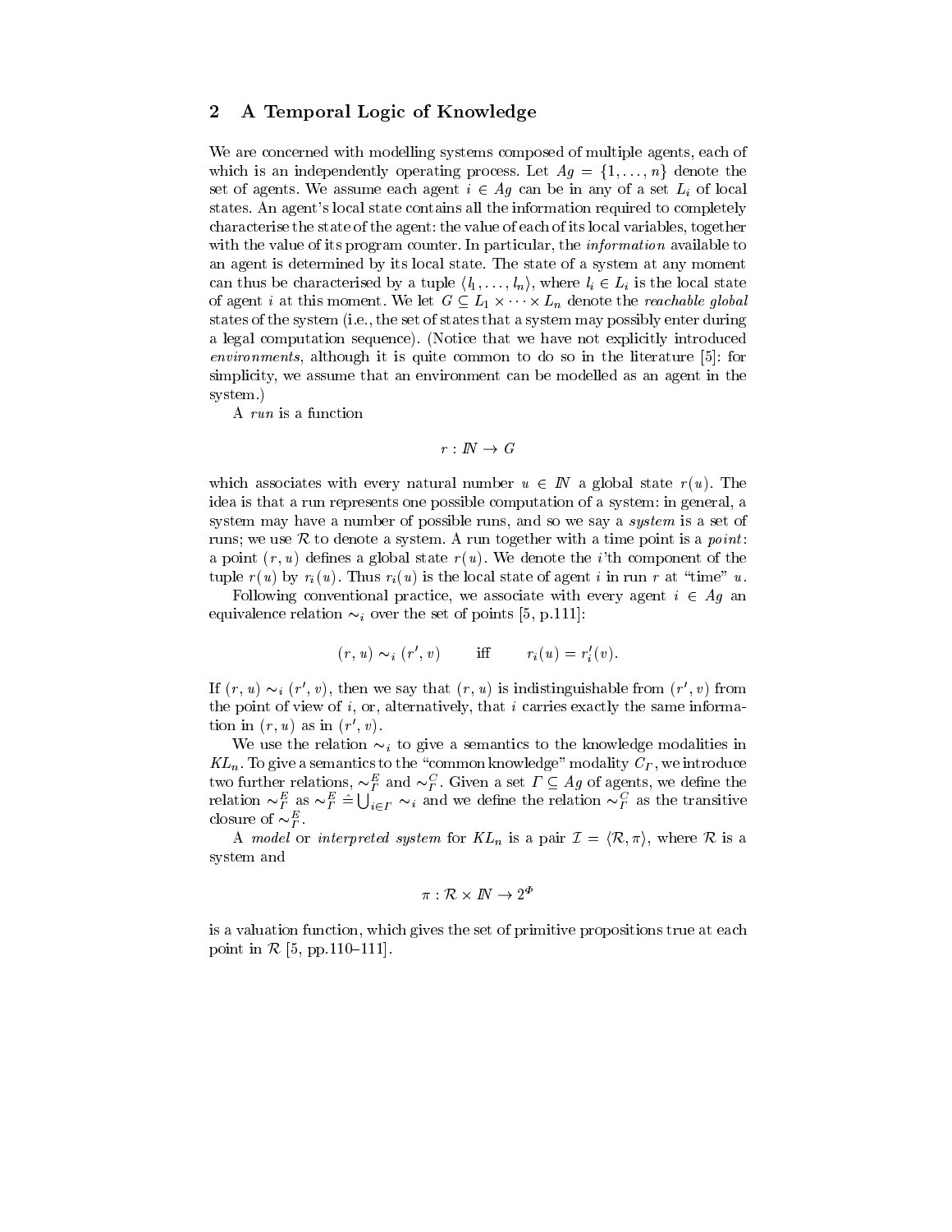## 2 A Temporal Logic of Knowledge

We are concerned with modelling systems composed of multiple agents, each of which is an independently operating process. Let $Ag = \{1, \ldots, n\}$ denote the set of agents. We assume each agent $i \in Ag$ can be in any of a set $L_i$ of local states. An agent's local state contains all the information required to completely characterise the state of the agent: the value of each of its local variables, together with the value of its program counter. In particular, the *information* available to an agent is determined by its local state. The state of a system at any moment can thus be characterised by a tuple $\langle l_1, \ldots, l_n \rangle$, where $l_i \in L_i$ is the local state of agent $i$ at this moment. We let $G \subseteq L_1 \times \cdots \times L_n$ denote the *reachable global* states of the system (i.e., the set of states that a system may possibly enter during a legal computation sequence). (Notice that we have not explicitly introduced *environments*, although it is quite common to do so in the literature [5]: for simplicity, we assume that an environment can be modelled as an agent in the system.)

A *run* is a function

$$r : I\!N \to G$$

which associates with every natural number $u \in I\!N$ a global state $r(u)$. The idea is that a run represents one possible computation of a system: in general, a system may have a number of possible runs, and so we say a *system* is a set of runs; we use $\mathcal{R}$ to denote a system. A run together with a time point is a *point*: a point $(r, u)$ defines a global state $r(u)$. We denote the $i$'th component of the tuple $r(u)$ by $r_i(u)$. Thus $r_i(u)$ is the local state of agent $i$ in run $r$ at "time" $u$.

Following conventional practice, we associate with every agent $i \in Ag$ an equivalence relation $\sim_i$ over the set of points [5, p.111]:

$$(r, u) \sim_i (r', v) \qquad \text{iff} \qquad r_i(u) = r'_i(v).$$

If $(r, u) \sim_i (r', v)$, then we say that $(r, u)$ is indistinguishable from $(r', v)$ from the point of view of $i$, or, alternatively, that $i$ carries exactly the same information in $(r, u)$ as in $(r', v)$.

We use the relation $\sim_i$ to give a semantics to the knowledge modalities in $KL_n$. To give a semantics to the "common knowledge" modality $C_\Gamma$, we introduce two further relations, $\sim^E_\Gamma$ and $\sim^C_\Gamma$. Given a set $\Gamma \subseteq Ag$ of agents, we define the relation $\sim^E_\Gamma$ as $\sim^E_\Gamma \hat{=} \bigcup_{i \in \Gamma} \sim_i$ and we define the relation $\sim^C_\Gamma$ as the transitive closure of $\sim^E_\Gamma$.

A *model* or *interpreted system* for $KL_n$ is a pair $\mathcal{I} = \langle \mathcal{R}, \pi \rangle$, where $\mathcal{R}$ is a system and

$$\pi : \mathcal{R} \times I\!N \to 2^{\Phi}$$

is a valuation function, which gives the set of primitive propositions true at each point in $\mathcal{R}$ [5, pp.110–111].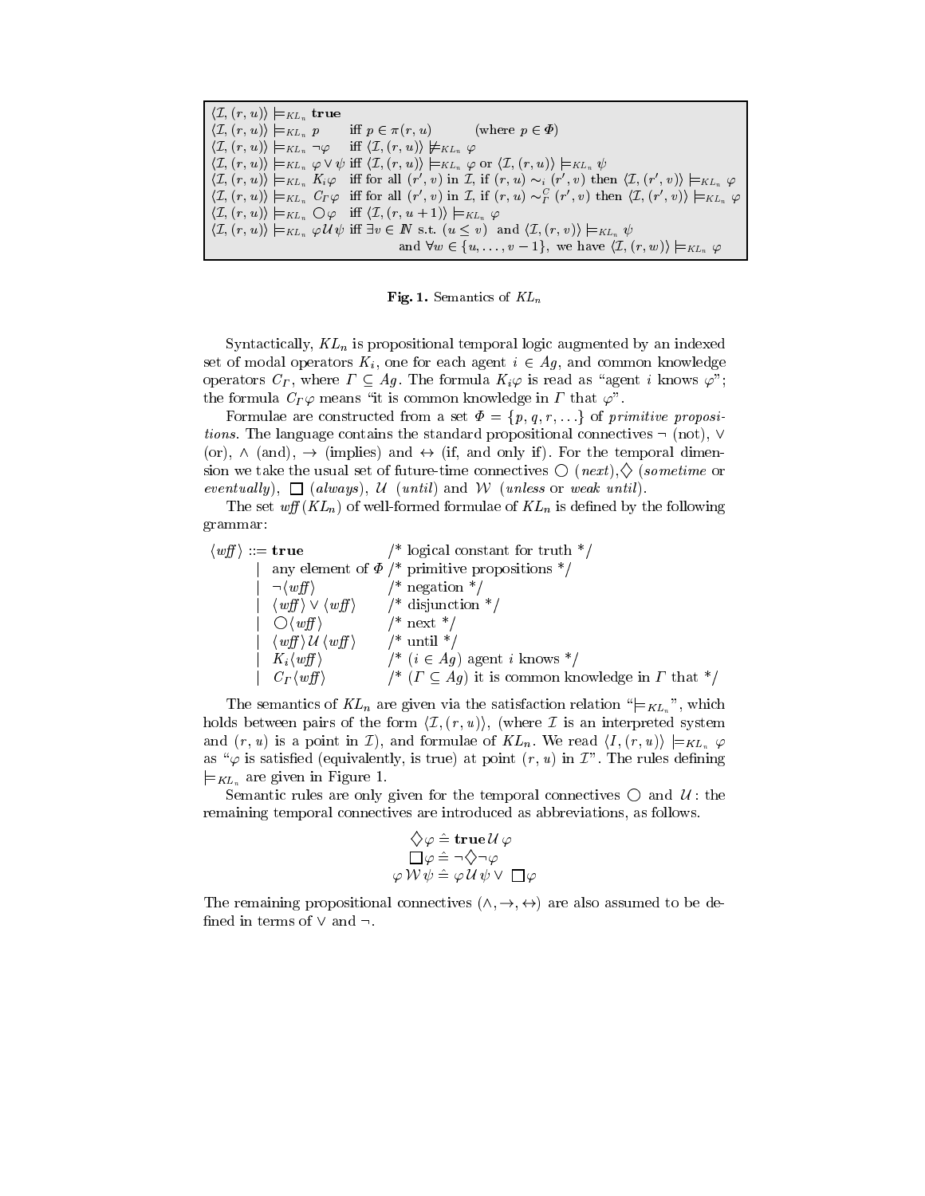$$
\begin{array}{lll}
\langle \mathcal{I}, (r,u) \rangle \models_{KL_n} \mathbf{true} & & \\
\langle \mathcal{I}, (r,u) \rangle \models_{KL_n} p & \text{iff } p \in \pi(r,u) & \text{(where } p \in \Phi) \\
\langle \mathcal{I}, (r,u) \rangle \models_{KL_n} \neg\varphi & \text{iff } \langle \mathcal{I}, (r,u) \rangle \not\models_{KL_n} \varphi & \\
\langle \mathcal{I}, (r,u) \rangle \models_{KL_n} \varphi \vee \psi & \text{iff } \langle \mathcal{I}, (r,u) \rangle \models_{KL_n} \varphi \text{ or } \langle \mathcal{I}, (r,u) \rangle \models_{KL_n} \psi & \\
\langle \mathcal{I}, (r,u) \rangle \models_{KL_n} K_i\varphi & \text{iff for all } (r',v) \text{ in } \mathcal{I}, \text{ if } (r,u) \sim_i (r',v) \text{ then } \langle \mathcal{I}, (r',v) \rangle \models_{KL_n} \varphi & \\
\langle \mathcal{I}, (r,u) \rangle \models_{KL_n} C_\Gamma\varphi & \text{iff for all } (r',v) \text{ in } \mathcal{I}, \text{ if } (r,u) \sim_\Gamma^C (r',v) \text{ then } \langle \mathcal{I}, (r',v) \rangle \models_{KL_n} \varphi & \\
\langle \mathcal{I}, (r,u) \rangle \models_{KL_n} \bigcirc\varphi & \text{iff } \langle \mathcal{I}, (r,u+1) \rangle \models_{KL_n} \varphi & \\
\langle \mathcal{I}, (r,u) \rangle \models_{KL_n} \varphi \mathcal{U} \psi & \text{iff } \exists v \in \mathbb{N} \text{ s.t. } (u \leq v) \text{ and } \langle \mathcal{I}, (r,v) \rangle \models_{KL_n} \psi & \\
& \quad \text{and } \forall w \in \{u, \ldots, v-1\}, \text{ we have } \langle \mathcal{I}, (r,w) \rangle \models_{KL_n} \varphi &
\end{array}
$$

**Fig. 1.** Semantics of $KL_n$

Syntactically, $KL_n$ is propositional temporal logic augmented by an indexed set of modal operators $K_i$, one for each agent $i \in Ag$, and common knowledge operators $C_\Gamma$, where $\Gamma \subseteq Ag$. The formula $K_i\varphi$ is read as "agent $i$ knows $\varphi$"; the formula $C_\Gamma\varphi$ means "it is common knowledge in $\Gamma$ that $\varphi$".

Formulae are constructed from a set $\Phi = \{p, q, r, \ldots\}$ of *primitive propositions*. The language contains the standard propositional connectives $\neg$ (not), $\vee$ (or), $\wedge$ (and), $\rightarrow$ (implies) and $\leftrightarrow$ (if, and only if). For the temporal dimension we take the usual set of future-time connectives $\bigcirc$ (*next*), $\Diamond$ (*sometime* or *eventually*), $\Box$ (*always*), $\mathcal{U}$ (*until*) and $\mathcal{W}$ (*unless* or *weak until*).

The set *wff*$(KL_n)$ of well-formed formulae of $KL_n$ is defined by the following grammar:

```
⟨wff⟩ ::= true              /* logical constant for truth */
        | any element of Φ  /* primitive propositions */
        | ¬⟨wff⟩            /* negation */
        | ⟨wff⟩ ∨ ⟨wff⟩     /* disjunction */
        | ○⟨wff⟩            /* next */
        | ⟨wff⟩ U ⟨wff⟩     /* until */
        | K_i⟨wff⟩          /* (i ∈ Ag) agent i knows */
        | C_Γ⟨wff⟩          /* (Γ ⊆ Ag) it is common knowledge in Γ that */
```

The semantics of $KL_n$ are given via the satisfaction relation "$\models_{KL_n}$", which holds between pairs of the form $\langle \mathcal{I}, (r,u) \rangle$, (where $\mathcal{I}$ is an interpreted system and $(r,u)$ is a point in $\mathcal{I}$), and formulae of $KL_n$. We read $\langle I, (r,u) \rangle \models_{KL_n} \varphi$ as "$\varphi$ is satisfied (equivalently, is true) at point $(r,u)$ in $\mathcal{I}$". The rules defining $\models_{KL_n}$ are given in Figure 1.

Semantic rules are only given for the temporal connectives $\bigcirc$ and $\mathcal{U}$: the remaining temporal connectives are introduced as abbreviations, as follows.

$$
\begin{aligned}
\Diamond\varphi &\mathrel{\hat{=}} \mathbf{true}\,\mathcal{U}\,\varphi \\
\Box\varphi &\mathrel{\hat{=}} \neg\Diamond\neg\varphi \\
\varphi\,\mathcal{W}\,\psi &\mathrel{\hat{=}} \varphi\,\mathcal{U}\,\psi \vee \Box\varphi
\end{aligned}
$$

The remaining propositional connectives ($\wedge, \rightarrow, \leftrightarrow$) are also assumed to be defined in terms of $\vee$ and $\neg$.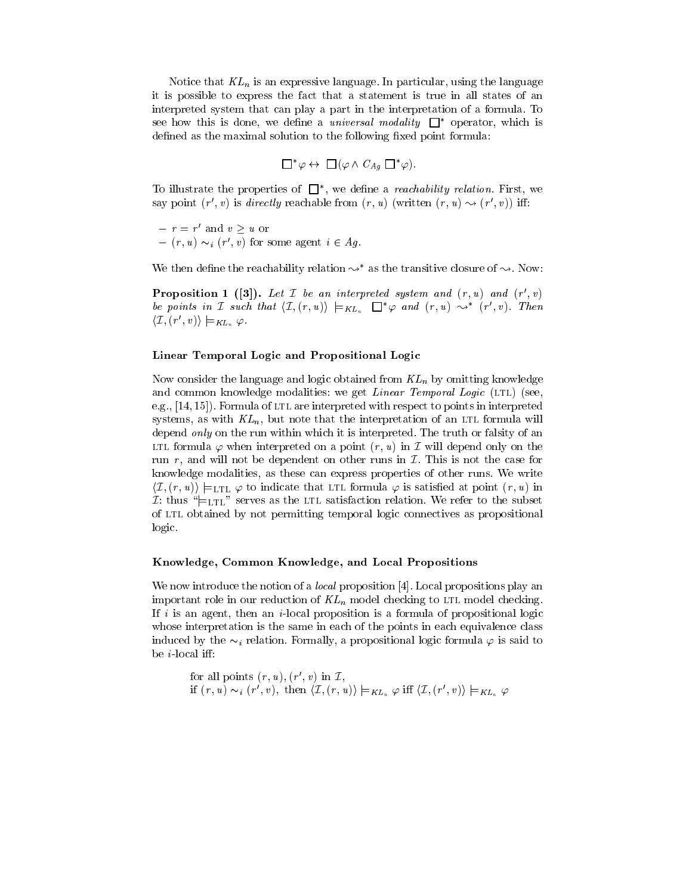Notice that $KL_n$ is an expressive language. In particular, using the language it is possible to express the fact that a statement is true in all states of an interpreted system that can play a part in the interpretation of a formula. To see how this is done, we define a *universal modality* $\Box^*$ operator, which is defined as the maximal solution to the following fixed point formula:

$$\Box^* \varphi \leftrightarrow \Box(\varphi \wedge C_{Ag} \Box^* \varphi).$$

To illustrate the properties of $\Box^*$, we define a *reachability relation*. First, we say point $(r', v)$ is *directly* reachable from $(r, u)$ (written $(r, u) \leadsto (r', v)$) iff:

- $r = r'$ and $v \geq u$ or
- $(r, u) \sim_i (r', v)$ for some agent $i \in Ag$.

We then define the reachability relation $\leadsto^*$ as the transitive closure of $\leadsto$. Now:

**Proposition 1 ([3]).** *Let $\mathcal{I}$ be an interpreted system and $(r, u)$ and $(r', v)$ be points in $\mathcal{I}$ such that $\langle \mathcal{I}, (r, u) \rangle \models_{KL_n} \Box^* \varphi$ and $(r, u) \leadsto^* (r', v)$. Then $\langle \mathcal{I}, (r', v) \rangle \models_{KL_n} \varphi$.*

### Linear Temporal Logic and Propositional Logic

Now consider the language and logic obtained from $KL_n$ by omitting knowledge and common knowledge modalities: we get *Linear Temporal Logic* (LTL) (see, e.g., [14, 15]). Formula of LTL are interpreted with respect to points in interpreted systems, as with $KL_n$, but note that the interpretation of an LTL formula will depend *only* on the run within which it is interpreted. The truth or falsity of an LTL formula $\varphi$ when interpreted on a point $(r, u)$ in $\mathcal{I}$ will depend only on the run $r$, and will not be dependent on other runs in $\mathcal{I}$. This is not the case for knowledge modalities, as these can express properties of other runs. We write $\langle \mathcal{I}, (r, u) \rangle \models_{\text{LTL}} \varphi$ to indicate that LTL formula $\varphi$ is satisfied at point $(r, u)$ in $\mathcal{I}$: thus "$\models_{\text{LTL}}$" serves as the LTL satisfaction relation. We refer to the subset of LTL obtained by not permitting temporal logic connectives as propositional logic.

### Knowledge, Common Knowledge, and Local Propositions

We now introduce the notion of a *local* proposition [4]. Local propositions play an important role in our reduction of $KL_n$ model checking to LTL model checking. If $i$ is an agent, then an $i$-local proposition is a formula of propositional logic whose interpretation is the same in each of the points in each equivalence class induced by the $\sim_i$ relation. Formally, a propositional logic formula $\varphi$ is said to be $i$-local iff:

for all points $(r, u), (r', v)$ in $\mathcal{I}$,
if $(r, u) \sim_i (r', v)$, then $\langle \mathcal{I}, (r, u) \rangle \models_{KL_n} \varphi$ iff $\langle \mathcal{I}, (r', v) \rangle \models_{KL_n} \varphi$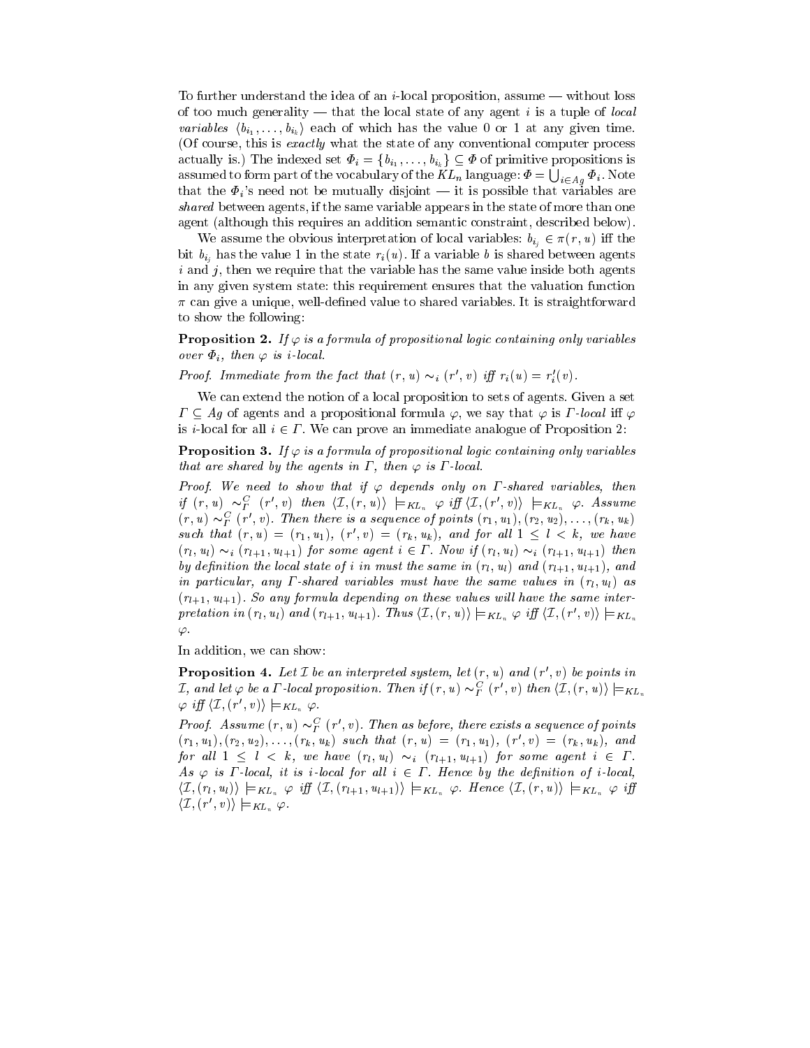To further understand the idea of an $i$-local proposition, assume — without loss of too much generality — that the local state of any agent $i$ is a tuple of *local variables* $\langle b_{i_1}, \ldots, b_{i_k} \rangle$ each of which has the value 0 or 1 at any given time. (Of course, this is *exactly* what the state of any conventional computer process actually is.) The indexed set $\Phi_i = \{b_{i_1}, \ldots, b_{i_k}\} \subseteq \Phi$ of primitive propositions is assumed to form part of the vocabulary of the $KL_n$ language: $\Phi = \bigcup_{i \in Ag} \Phi_i$. Note that the $\Phi_i$'s need not be mutually disjoint — it is possible that variables are *shared* between agents, if the same variable appears in the state of more than one agent (although this requires an addition semantic constraint, described below).

We assume the obvious interpretation of local variables: $b_{i_j} \in \pi(r, u)$ iff the bit $b_{i_j}$ has the value 1 in the state $r_i(u)$. If a variable $b$ is shared between agents $i$ and $j$, then we require that the variable has the same value inside both agents in any given system state: this requirement ensures that the valuation function $\pi$ can give a unique, well-defined value to shared variables. It is straightforward to show the following:

**Proposition 2.** *If $\varphi$ is a formula of propositional logic containing only variables over $\Phi_i$, then $\varphi$ is $i$-local.*

*Proof.* Immediate from the fact that $(r, u) \sim_i (r', v)$ iff $r_i(u) = r'_i(v)$.

We can extend the notion of a local proposition to sets of agents. Given a set $\Gamma \subseteq Ag$ of agents and a propositional formula $\varphi$, we say that $\varphi$ is $\Gamma$*-local* iff $\varphi$ is $i$-local for all $i \in \Gamma$. We can prove an immediate analogue of Proposition 2:

**Proposition 3.** *If $\varphi$ is a formula of propositional logic containing only variables that are shared by the agents in $\Gamma$, then $\varphi$ is $\Gamma$-local.*

*Proof. We need to show that if $\varphi$ depends only on $\Gamma$-shared variables, then if $(r, u) \sim_\Gamma^C (r', v)$ then $\langle \mathcal{I}, (r, u) \rangle \models_{KL_n} \varphi$ iff $\langle \mathcal{I}, (r', v) \rangle \models_{KL_n} \varphi$. Assume $(r, u) \sim_\Gamma^C (r', v)$. Then there is a sequence of points $(r_1, u_1), (r_2, u_2), \ldots, (r_k, u_k)$ such that $(r, u) = (r_1, u_1)$, $(r', v) = (r_k, u_k)$, and for all $1 \leq l < k$, we have $(r_l, u_l) \sim_i (r_{l+1}, u_{l+1})$ for some agent $i \in \Gamma$. Now if $(r_l, u_l) \sim_i (r_{l+1}, u_{l+1})$ then by definition the local state of $i$ in must the same in $(r_l, u_l)$ and $(r_{l+1}, u_{l+1})$, and in particular, any $\Gamma$-shared variables must have the same values in $(r_l, u_l)$ as $(r_{l+1}, u_{l+1})$. So any formula depending on these values will have the same interpretation in $(r_l, u_l)$ and $(r_{l+1}, u_{l+1})$. Thus $\langle \mathcal{I}, (r, u) \rangle \models_{KL_n} \varphi$ iff $\langle \mathcal{I}, (r', v) \rangle \models_{KL_n} \varphi$.*

In addition, we can show:

**Proposition 4.** *Let $\mathcal{I}$ be an interpreted system, let $(r, u)$ and $(r', v)$ be points in $\mathcal{I}$, and let $\varphi$ be a $\Gamma$-local proposition. Then if $(r, u) \sim_\Gamma^C (r', v)$ then $\langle \mathcal{I}, (r, u) \rangle \models_{KL_n} \varphi$ iff $\langle \mathcal{I}, (r', v) \rangle \models_{KL_n} \varphi$.*

*Proof. Assume $(r, u) \sim_\Gamma^C (r', v)$. Then as before, there exists a sequence of points $(r_1, u_1), (r_2, u_2), \ldots, (r_k, u_k)$ such that $(r, u) = (r_1, u_1)$, $(r', v) = (r_k, u_k)$, and for all $1 \leq l < k$, we have $(r_l, u_l) \sim_i (r_{l+1}, u_{l+1})$ for some agent $i \in \Gamma$. As $\varphi$ is $\Gamma$-local, it is $i$-local for all $i \in \Gamma$. Hence by the definition of $i$-local, $\langle \mathcal{I}, (r_l, u_l) \rangle \models_{KL_n} \varphi$ iff $\langle \mathcal{I}, (r_{l+1}, u_{l+1}) \rangle \models_{KL_n} \varphi$. Hence $\langle \mathcal{I}, (r, u) \rangle \models_{KL_n} \varphi$ iff $\langle \mathcal{I}, (r', v) \rangle \models_{KL_n} \varphi$.*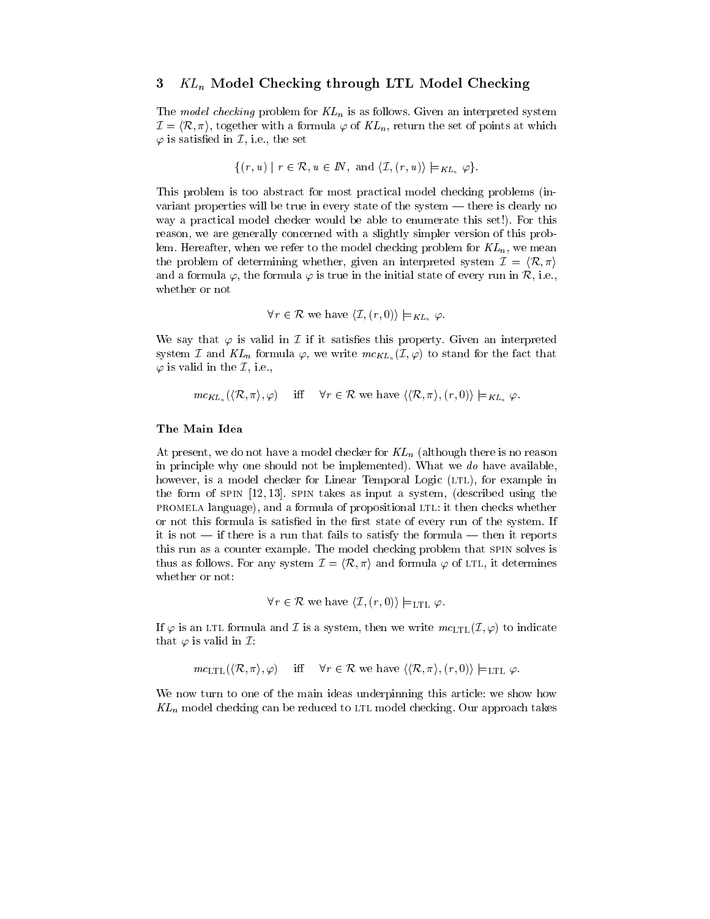## 3 $KL_n$ Model Checking through LTL Model Checking

The *model checking* problem for $KL_n$ is as follows. Given an interpreted system $\mathcal{I} = \langle \mathcal{R}, \pi \rangle$, together with a formula $\varphi$ of $KL_n$, return the set of points at which $\varphi$ is satisfied in $\mathcal{I}$, i.e., the set

$$\{(r, u) \mid r \in \mathcal{R}, u \in \mathbb{N}, \text{ and } \langle \mathcal{I}, (r, u) \rangle \models_{KL_n} \varphi\}.$$

This problem is too abstract for most practical model checking problems (invariant properties will be true in every state of the system — there is clearly no way a practical model checker would be able to enumerate this set!). For this reason, we are generally concerned with a slightly simpler version of this problem. Hereafter, when we refer to the model checking problem for $KL_n$, we mean the problem of determining whether, given an interpreted system $\mathcal{I} = \langle \mathcal{R}, \pi \rangle$ and a formula $\varphi$, the formula $\varphi$ is true in the initial state of every run in $\mathcal{R}$, i.e., whether or not

$$\forall r \in \mathcal{R} \text{ we have } \langle \mathcal{I}, (r, 0) \rangle \models_{KL_n} \varphi.$$

We say that $\varphi$ is valid in $\mathcal{I}$ if it satisfies this property. Given an interpreted system $\mathcal{I}$ and $KL_n$ formula $\varphi$, we write $mc_{KL_n}(\mathcal{I}, \varphi)$ to stand for the fact that $\varphi$ is valid in the $\mathcal{I}$, i.e.,

$$mc_{KL_n}(\langle \mathcal{R}, \pi \rangle, \varphi) \quad \text{iff} \quad \forall r \in \mathcal{R} \text{ we have } \langle \langle \mathcal{R}, \pi \rangle, (r, 0) \rangle \models_{KL_n} \varphi.$$

### The Main Idea

At present, we do not have a model checker for $KL_n$ (although there is no reason in principle why one should not be implemented). What we *do* have available, however, is a model checker for Linear Temporal Logic (LTL), for example in the form of SPIN [12, 13]. SPIN takes as input a system, (described using the PROMELA language), and a formula of propositional LTL: it then checks whether or not this formula is satisfied in the first state of every run of the system. If it is not — if there is a run that fails to satisfy the formula — then it reports this run as a counter example. The model checking problem that SPIN solves is thus as follows. For any system $\mathcal{I} = \langle \mathcal{R}, \pi \rangle$ and formula $\varphi$ of LTL, it determines whether or not:

$$\forall r \in \mathcal{R} \text{ we have } \langle \mathcal{I}, (r, 0) \rangle \models_{\text{LTL}} \varphi.$$

If $\varphi$ is an LTL formula and $\mathcal{I}$ is a system, then we write $mc_{\text{LTL}}(\mathcal{I}, \varphi)$ to indicate that $\varphi$ is valid in $\mathcal{I}$:

$$mc_{\text{LTL}}(\langle \mathcal{R}, \pi \rangle, \varphi) \quad \text{iff} \quad \forall r \in \mathcal{R} \text{ we have } \langle \langle \mathcal{R}, \pi \rangle, (r, 0) \rangle \models_{\text{LTL}} \varphi.$$

We now turn to one of the main ideas underpinning this article: we show how $KL_n$ model checking can be reduced to LTL model checking. Our approach takes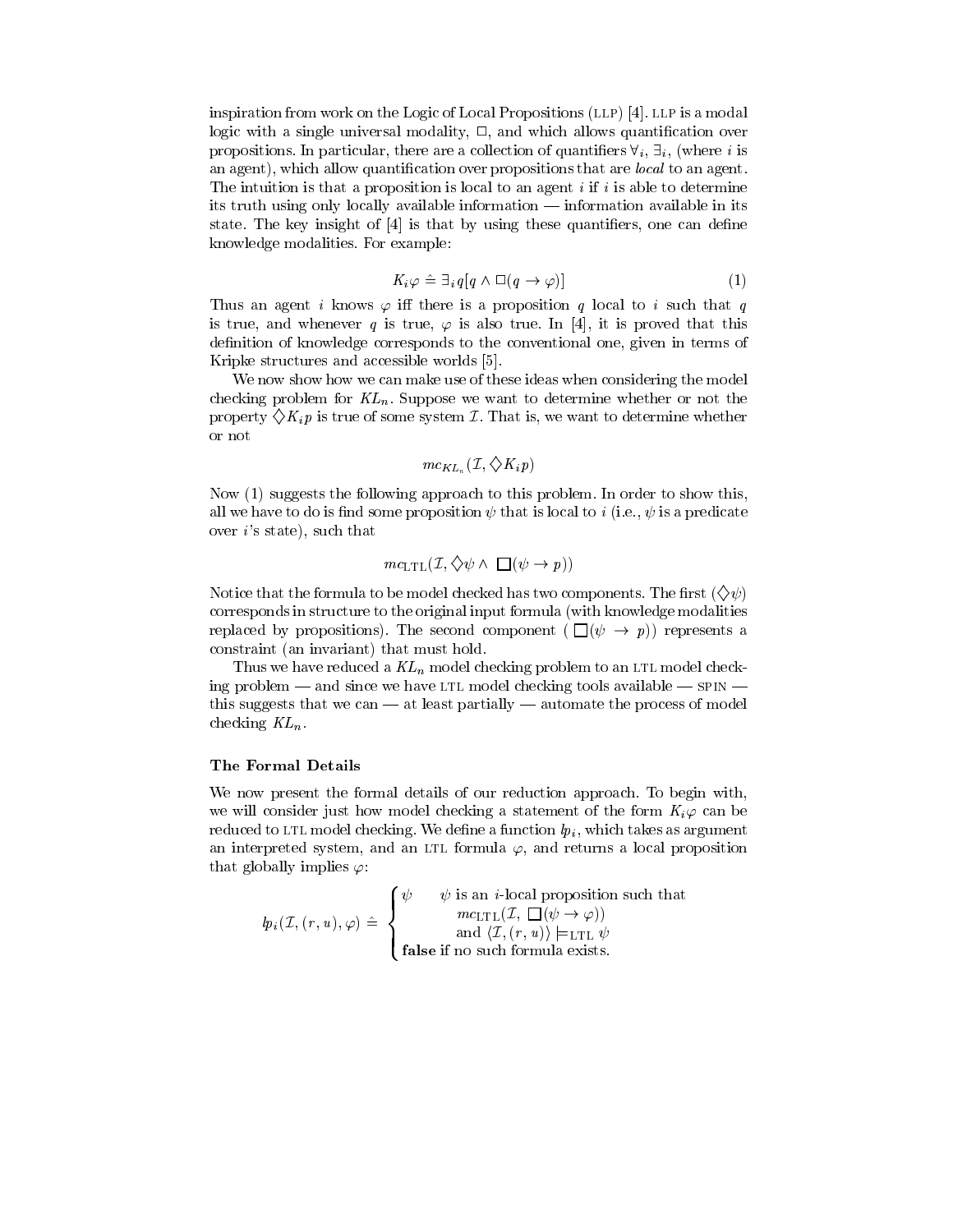inspiration from work on the Logic of Local Propositions (LLP) [4]. LLP is a modal logic with a single universal modality, $\Box$, and which allows quantification over propositions. In particular, there are a collection of quantifiers $\forall_i$, $\exists_i$, (where $i$ is an agent), which allow quantification over propositions that are *local* to an agent. The intuition is that a proposition is local to an agent $i$ if $i$ is able to determine its truth using only locally available information — information available in its state. The key insight of [4] is that by using these quantifiers, one can define knowledge modalities. For example:

$$K_i\varphi \hat{=} \exists_i q[q \wedge \Box(q \rightarrow \varphi)] \tag{1}$$

Thus an agent $i$ knows $\varphi$ iff there is a proposition $q$ local to $i$ such that $q$ is true, and whenever $q$ is true, $\varphi$ is also true. In [4], it is proved that this definition of knowledge corresponds to the conventional one, given in terms of Kripke structures and accessible worlds [5].

We now show how we can make use of these ideas when considering the model checking problem for $KL_n$. Suppose we want to determine whether or not the property $\Diamond K_i p$ is true of some system $\mathcal{I}$. That is, we want to determine whether or not

$$mc_{KL_n}(\mathcal{I}, \Diamond K_i p)$$

Now (1) suggests the following approach to this problem. In order to show this, all we have to do is find some proposition $\psi$ that is local to $i$ (i.e., $\psi$ is a predicate over $i$'s state), such that

$$mc_{\text{LTL}}(\mathcal{I}, \Diamond\psi \wedge \Box(\psi \rightarrow p))$$

Notice that the formula to be model checked has two components. The first ($\Diamond\psi$) corresponds in structure to the original input formula (with knowledge modalities replaced by propositions). The second component ($\Box(\psi \rightarrow p)$) represents a constraint (an invariant) that must hold.

Thus we have reduced a $KL_n$ model checking problem to an LTL model checking problem — and since we have LTL model checking tools available — SPIN — this suggests that we can — at least partially — automate the process of model checking $KL_n$.

### The Formal Details

We now present the formal details of our reduction approach. To begin with, we will consider just how model checking a statement of the form $K_i\varphi$ can be reduced to LTL model checking. We define a function $lp_i$, which takes as argument an interpreted system, and an LTL formula $\varphi$, and returns a local proposition that globally implies $\varphi$:

$$lp_i(\mathcal{I}, (r,u), \varphi) \hat{=} \begin{cases} \psi & \psi \text{ is an } i\text{-local proposition such that} \\ & \quad mc_{\text{LTL}}(\mathcal{I}, \Box(\psi \rightarrow \varphi)) \\ & \quad \text{and } \langle \mathcal{I}, (r,u) \rangle \models_{\text{LTL}} \psi \\ \textbf{false} & \text{if no such formula exists.} \end{cases}$$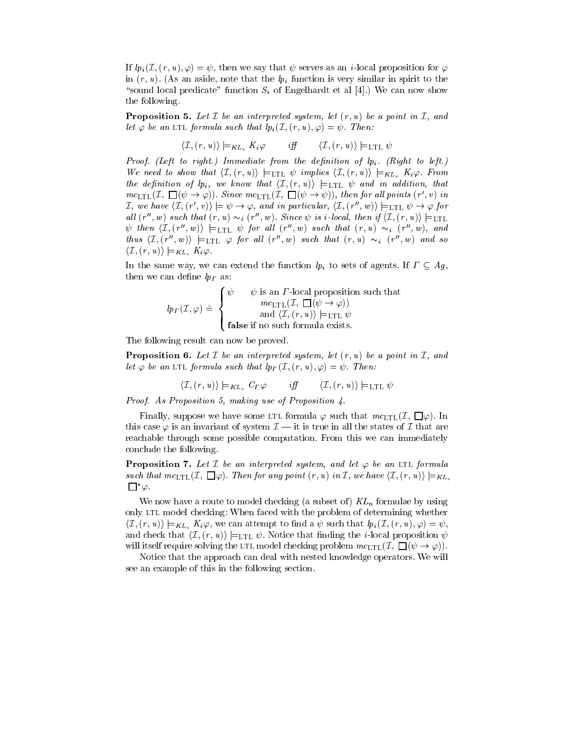If $lp_i(\mathcal{I}, (r, u), \varphi) = \psi$, then we say that $\psi$ serves as an $i$-local proposition for $\varphi$ in $(r, u)$. (As an aside, note that the $lp_i$ function is very similar in spirit to the "sound local predicate" function $S_i$ of Engelhardt et al [4].) We can now show the following.

**Proposition 5.** *Let $\mathcal{I}$ be an interpreted system, let $(r, u)$ be a point in $\mathcal{I}$, and let $\varphi$ be an* LTL *formula such that $lp_i(\mathcal{I}, (r, u), \varphi) = \psi$. Then:*

$$\langle \mathcal{I}, (r, u) \rangle \models_{KL_n} K_i \varphi \qquad \textit{iff} \qquad \langle \mathcal{I}, (r, u) \rangle \models_{\text{LTL}} \psi$$

*Proof. (Left to right.) Immediate from the definition of $lp_i$. (Right to left.) We need to show that $\langle \mathcal{I}, (r, u) \rangle \models_{\text{LTL}} \psi$ implies $\langle \mathcal{I}, (r, u) \rangle \models_{KL_n} K_i \varphi$. From the definition of $lp_i$, we know that $\langle \mathcal{I}, (r, u) \rangle \models_{\text{LTL}} \psi$ and in addition, that $mc_{\text{LTL}}(\mathcal{I}, \Box(\psi \rightarrow \varphi))$. Since $mc_{\text{LTL}}(\mathcal{I}, \Box(\psi \rightarrow \psi))$, then for all points $(r', v)$ in $\mathcal{I}$, we have $\langle \mathcal{I}, (r', v) \rangle \models \psi \rightarrow \varphi$, and in particular, $\langle \mathcal{I}, (r'', w) \rangle \models_{\text{LTL}} \psi \rightarrow \varphi$ for all $(r'', w)$ such that $(r, u) \sim_i (r'', w)$. Since $\psi$ is $i$-local, then if $\langle \mathcal{I}, (r, u) \rangle \models_{\text{LTL}} \psi$ then $\langle \mathcal{I}, (r'', w) \rangle \models_{\text{LTL}} \psi$ for all $(r'', w)$ such that $(r, u) \sim_i (r'', w)$, and thus $\langle \mathcal{I}, (r'', w) \rangle \models_{\text{LTL}} \varphi$ for all $(r'', w)$ such that $(r, u) \sim_i (r'', w)$ and so $\langle \mathcal{I}, (r, u) \rangle \models_{KL_n} K_i \varphi$.*

In the same way, we can extend the function $lp_i$ to sets of agents. If $\Gamma \subseteq Ag$, then we can define $lp_\Gamma$ as:

$$lp_\Gamma(\mathcal{I}, \varphi) \hat{=} \begin{cases} \psi & \psi \text{ is an } \Gamma\text{-local proposition such that} \\ & \quad mc_{\text{LTL}}(\mathcal{I}, \Box(\psi \rightarrow \varphi)) \\ & \quad \text{and } \langle \mathcal{I}, (r, u) \rangle \models_{\text{LTL}} \psi \\ \textbf{false} & \text{if no such formula exists.} \end{cases}$$

The following result can now be proved.

**Proposition 6.** *Let $\mathcal{I}$ be an interpreted system, let $(r, u)$ be a point in $\mathcal{I}$, and let $\varphi$ be an* LTL *formula such that $lp_\Gamma(\mathcal{I}, (r, u), \varphi) = \psi$. Then:*

$$\langle \mathcal{I}, (r, u) \rangle \models_{KL_n} C_\Gamma \varphi \qquad \textit{iff} \qquad \langle \mathcal{I}, (r, u) \rangle \models_{\text{LTL}} \psi$$

*Proof. As Proposition 5, making use of Proposition 4.*

Finally, suppose we have some LTL formula $\varphi$ such that $mc_{\text{LTL}}(\mathcal{I}, \Box\varphi)$. In this case $\varphi$ is an invariant of system $\mathcal{I}$ — it is true in all the states of $\mathcal{I}$ that are reachable through some possible computation. From this we can immediately conclude the following.

**Proposition 7.** *Let $\mathcal{I}$ be an interpreted system, and let $\varphi$ be an* LTL *formula such that $mc_{\text{LTL}}(\mathcal{I}, \Box\varphi)$. Then for any point $(r, u)$ in $\mathcal{I}$, we have $\langle \mathcal{I}, (r, u) \rangle \models_{KL_n} \Box^* \varphi$.*

We now have a route to model checking (a subset of) $KL_n$ formulae by using only LTL model checking: When faced with the problem of determining whether $\langle \mathcal{I}, (r, u) \rangle \models_{KL_n} K_i \varphi$, we can attempt to find a $\psi$ such that $lp_i(\mathcal{I}, (r, u), \varphi) = \psi$, and check that $\langle \mathcal{I}, (r, u) \rangle \models_{\text{LTL}} \psi$. Notice that finding the $i$-local proposition $\psi$ will itself require solving the LTL model checking problem $mc_{\text{LTL}}(\mathcal{I}, \Box(\psi \rightarrow \varphi))$.

Notice that the approach can deal with nested knowledge operators. We will see an example of this in the following section.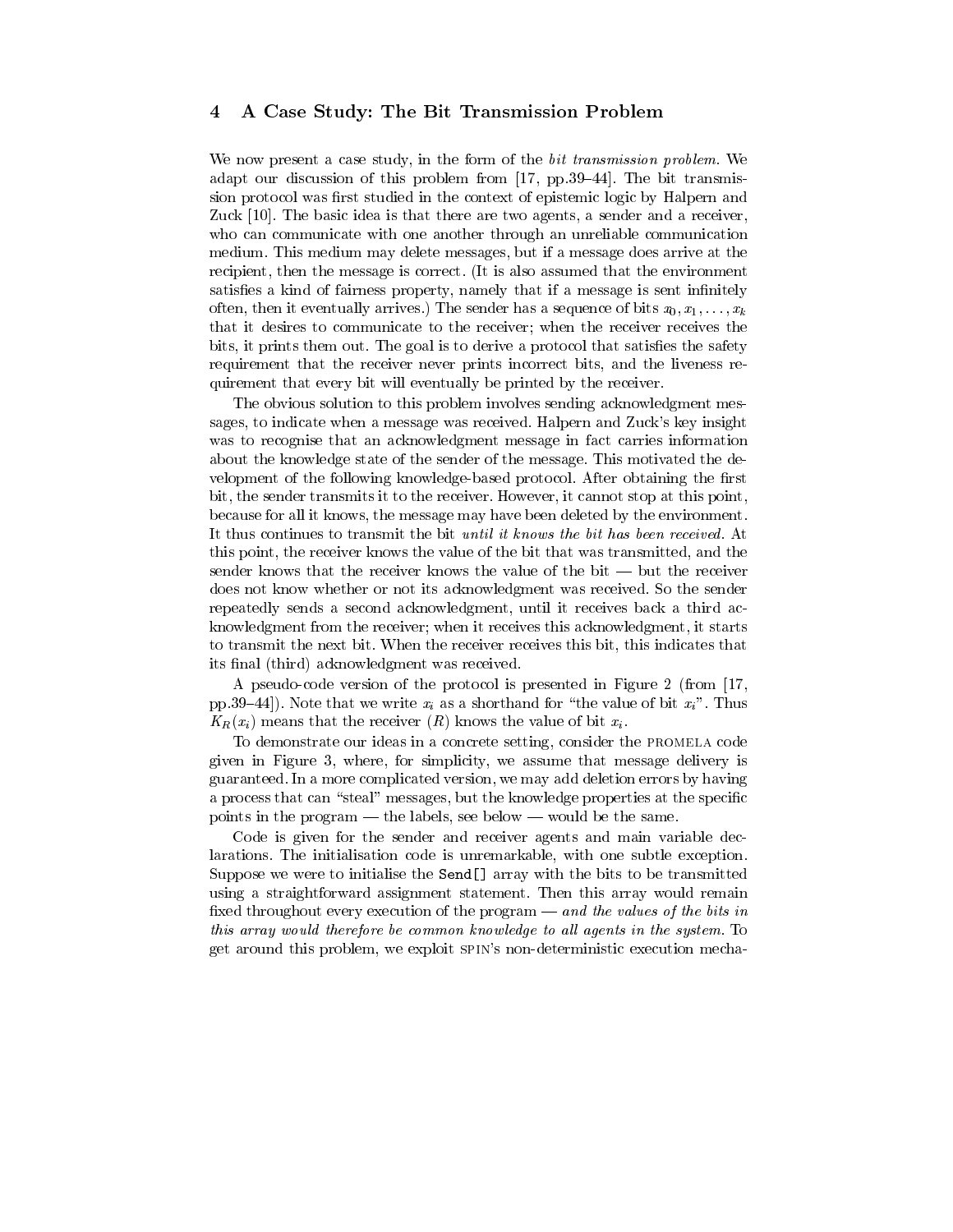## 4 A Case Study: The Bit Transmission Problem

We now present a case study, in the form of the *bit transmission problem*. We adapt our discussion of this problem from [17, pp.39–44]. The bit transmission protocol was first studied in the context of epistemic logic by Halpern and Zuck [10]. The basic idea is that there are two agents, a sender and a receiver, who can communicate with one another through an unreliable communication medium. This medium may delete messages, but if a message does arrive at the recipient, then the message is correct. (It is also assumed that the environment satisfies a kind of fairness property, namely that if a message is sent infinitely often, then it eventually arrives.) The sender has a sequence of bits $x_0, x_1, \ldots, x_k$ that it desires to communicate to the receiver; when the receiver receives the bits, it prints them out. The goal is to derive a protocol that satisfies the safety requirement that the receiver never prints incorrect bits, and the liveness requirement that every bit will eventually be printed by the receiver.

The obvious solution to this problem involves sending acknowledgment messages, to indicate when a message was received. Halpern and Zuck's key insight was to recognise that an acknowledgment message in fact carries information about the knowledge state of the sender of the message. This motivated the development of the following knowledge-based protocol. After obtaining the first bit, the sender transmits it to the receiver. However, it cannot stop at this point, because for all it knows, the message may have been deleted by the environment. It thus continues to transmit the bit *until it knows the bit has been received*. At this point, the receiver knows the value of the bit that was transmitted, and the sender knows that the receiver knows the value of the bit — but the receiver does not know whether or not its acknowledgment was received. So the sender repeatedly sends a second acknowledgment, until it receives back a third acknowledgment from the receiver; when it receives this acknowledgment, it starts to transmit the next bit. When the receiver receives this bit, this indicates that its final (third) acknowledgment was received.

A pseudo-code version of the protocol is presented in Figure 2 (from [17, pp.39–44]). Note that we write $x_i$ as a shorthand for "the value of bit $x_i$". Thus $K_R(x_i)$ means that the receiver ($R$) knows the value of bit $x_i$.

To demonstrate our ideas in a concrete setting, consider the PROMELA code given in Figure 3, where, for simplicity, we assume that message delivery is guaranteed. In a more complicated version, we may add deletion errors by having a process that can "steal" messages, but the knowledge properties at the specific points in the program — the labels, see below — would be the same.

Code is given for the sender and receiver agents and main variable declarations. The initialisation code is unremarkable, with one subtle exception. Suppose we were to initialise the `Send[]` array with the bits to be transmitted using a straightforward assignment statement. Then this array would remain fixed throughout every execution of the program — *and the values of the bits in this array would therefore be common knowledge to all agents in the system*. To get around this problem, we exploit SPIN's non-deterministic execution mecha-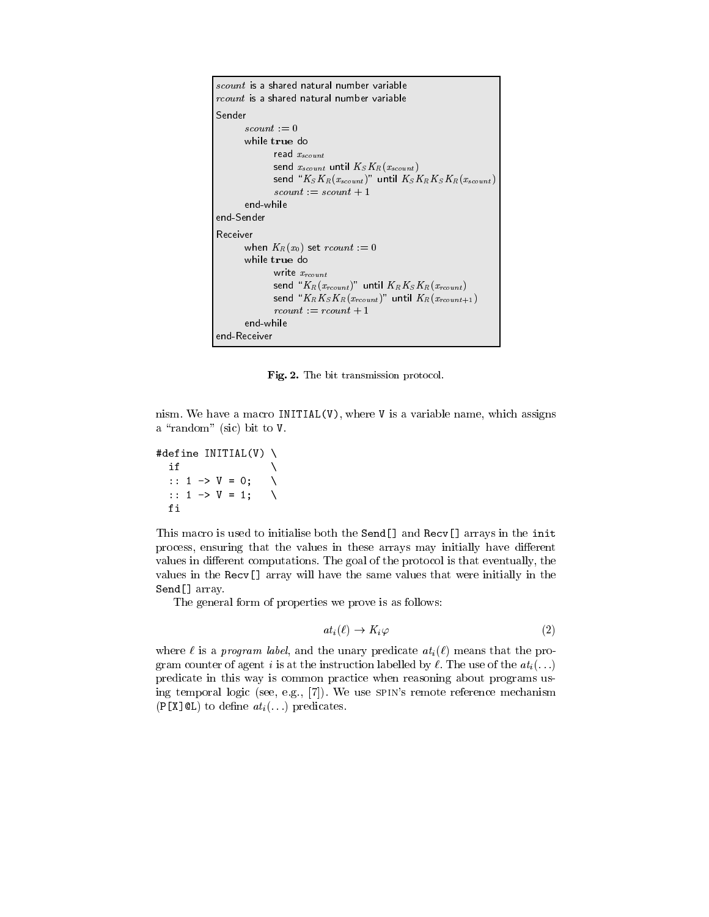```
scount is a shared natural number variable
rcount is a shared natural number variable

Sender
    scount := 0
    while true do
        read x_scount
        send x_scount until K_S K_R(x_scount)
        send "K_S K_R(x_scount)" until K_S K_R K_S K_R(x_scount)
        scount := scount + 1
    end-while
end-Sender

Receiver
    when K_R(x_0) set rcount := 0
    while true do
        write x_rcount
        send "K_R(x_rcount)" until K_R K_S K_R(x_rcount)
        send "K_R K_S K_R(x_rcount)" until K_R(x_rcount+1)
        rcount := rcount + 1
    end-while
end-Receiver
```

**Fig. 2.** The bit transmission protocol.

nism. We have a macro `INITIAL(V)`, where `V` is a variable name, which assigns a "random" (sic) bit to `V`.

```
#define INITIAL(V) \
  if               \
  :: 1 -> V = 0;   \
  :: 1 -> V = 1;   \
  fi
```

This macro is used to initialise both the `Send[]` and `Recv[]` arrays in the `init` process, ensuring that the values in these arrays may initially have different values in different computations. The goal of the protocol is that eventually, the values in the `Recv[]` array will have the same values that were initially in the `Send[]` array.

The general form of properties we prove is as follows:

$$at_i(\ell) \rightarrow K_i\varphi \tag{2}$$

where $\ell$ is a *program label*, and the unary predicate $at_i(\ell)$ means that the program counter of agent $i$ is at the instruction labelled by $\ell$. The use of the $at_i(\ldots)$ predicate in this way is common practice when reasoning about programs using temporal logic (see, e.g., [7]). We use SPIN's remote reference mechanism (`P[X]@L`) to define $at_i(\ldots)$ predicates.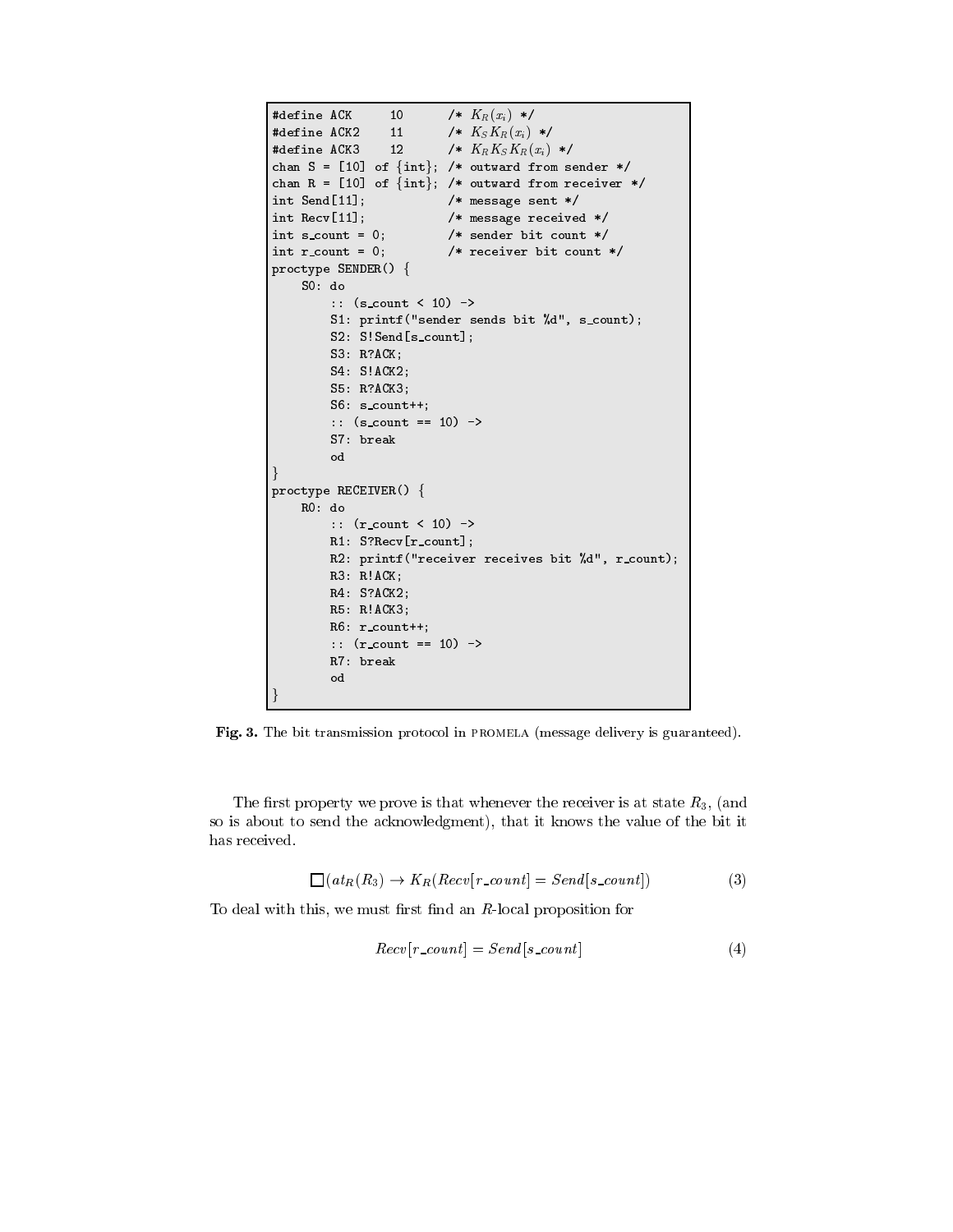```
#define ACK     10      /* K_R(x_i) */
#define ACK2    11      /* K_S K_R(x_i) */
#define ACK3    12      /* K_R K_S K_R(x_i) */
chan S = [10] of {int}; /* outward from sender */
chan R = [10] of {int}; /* outward from receiver */
int Send[11];           /* message sent */
int Recv[11];           /* message received */
int s_count = 0;        /* sender bit count */
int r_count = 0;        /* receiver bit count */
proctype SENDER() {
    S0: do
        :: (s_count < 10) ->
        S1: printf("sender sends bit %d", s_count);
        S2: S!Send[s_count];
        S3: R?ACK;
        S4: S!ACK2;
        S5: R?ACK3;
        S6: s_count++;
        :: (s_count == 10) ->
        S7: break
        od
}
proctype RECEIVER() {
    R0: do
        :: (r_count < 10) ->
        R1: S?Recv[r_count];
        R2: printf("receiver receives bit %d", r_count);
        R3: R!ACK;
        R4: S?ACK2;
        R5: R!ACK3;
        R6: r_count++;
        :: (r_count == 10) ->
        R7: break
        od
}
```

**Fig. 3.** The bit transmission protocol in PROMELA (message delivery is guaranteed).

The first property we prove is that whenever the receiver is at state $R_3$, (and so is about to send the acknowledgment), that it knows the value of the bit it has received.

$$\Box(at_R(R_3) \rightarrow K_R(Recv[r\_count] = Send[s\_count])) \tag{3}$$

To deal with this, we must first find an $R$-local proposition for

$$Recv[r\_count] = Send[s\_count] \tag{4}$$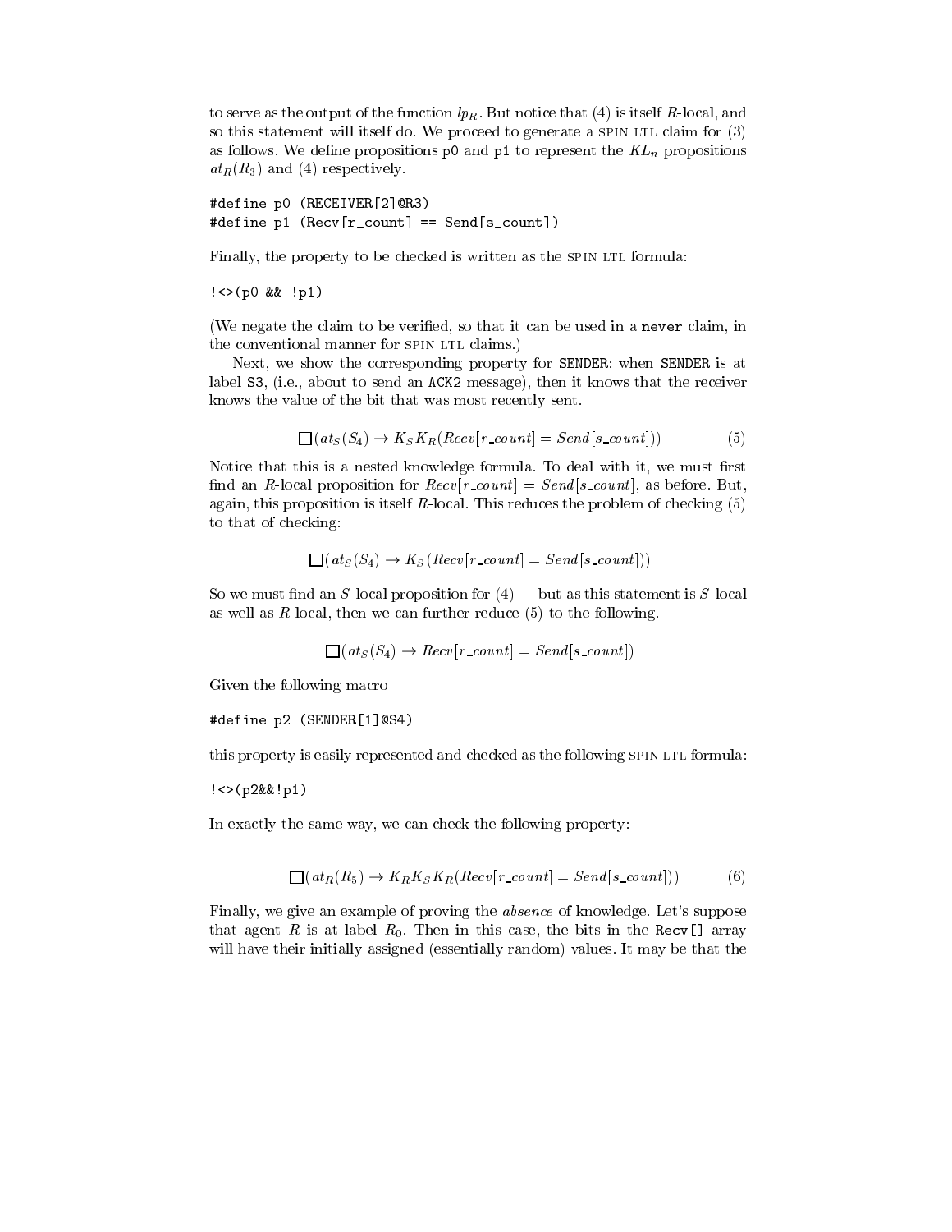to serve as the output of the function $lp_R$. But notice that (4) is itself $R$-local, and so this statement will itself do. We proceed to generate a SPIN LTL claim for (3) as follows. We define propositions p0 and p1 to represent the $KL_n$ propositions $at_R(R_3)$ and (4) respectively.

```
#define p0 (RECEIVER[2]@R3)
#define p1 (Recv[r_count] == Send[s_count])
```

Finally, the property to be checked is written as the SPIN LTL formula:

```
!<>(p0 && !p1)
```

(We negate the claim to be verified, so that it can be used in a `never` claim, in the conventional manner for SPIN LTL claims.)

Next, we show the corresponding property for SENDER: when SENDER is at label S3, (i.e., about to send an ACK2 message), then it knows that the receiver knows the value of the bit that was most recently sent.

$$\Box(at_S(S_4) \rightarrow K_S K_R(Recv[r\_count] = Send[s\_count])) \tag{5}$$

Notice that this is a nested knowledge formula. To deal with it, we must first find an $R$-local proposition for $Recv[r\_count] = Send[s\_count]$, as before. But, again, this proposition is itself $R$-local. This reduces the problem of checking (5) to that of checking:

$$\Box(at_S(S_4) \rightarrow K_S(Recv[r\_count] = Send[s\_count]))$$

So we must find an $S$-local proposition for (4) — but as this statement is $S$-local as well as $R$-local, then we can further reduce (5) to the following.

$$\Box(at_S(S_4) \rightarrow Recv[r\_count] = Send[s\_count])$$

Given the following macro

```
#define p2 (SENDER[1]@S4)
```

this property is easily represented and checked as the following SPIN LTL formula:

```
!<>(p2&&!p1)
```

In exactly the same way, we can check the following property:

$$\Box(at_R(R_5) \rightarrow K_R K_S K_R(Recv[r\_count] = Send[s\_count])) \tag{6}$$

Finally, we give an example of proving the *absence* of knowledge. Let's suppose that agent $R$ is at label $R_0$. Then in this case, the bits in the Recv[] array will have their initially assigned (essentially random) values. It may be that the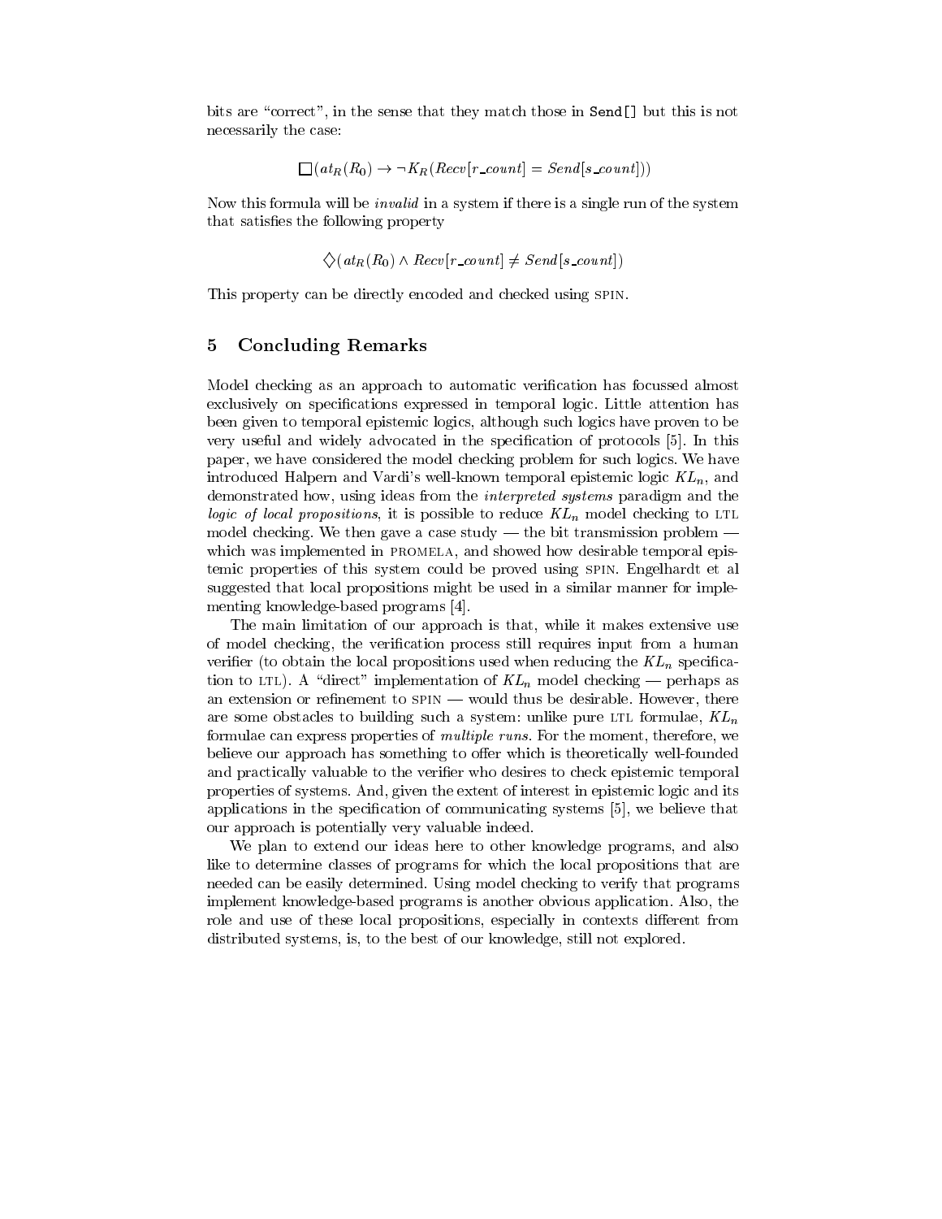bits are "correct", in the sense that they match those in `Send[]` but this is not necessarily the case:

$$\Box(at_R(R_0) \rightarrow \neg K_R(Recv[r\_count] = Send[s\_count]))$$

Now this formula will be *invalid* in a system if there is a single run of the system that satisfies the following property

$$\Diamond(at_R(R_0) \wedge Recv[r\_count] \neq Send[s\_count])$$

This property can be directly encoded and checked using SPIN.

## 5 Concluding Remarks

Model checking as an approach to automatic verification has focussed almost exclusively on specifications expressed in temporal logic. Little attention has been given to temporal epistemic logics, although such logics have proven to be very useful and widely advocated in the specification of protocols [5]. In this paper, we have considered the model checking problem for such logics. We have introduced Halpern and Vardi's well-known temporal epistemic logic $KL_n$, and demonstrated how, using ideas from the *interpreted systems* paradigm and the *logic of local propositions*, it is possible to reduce $KL_n$ model checking to LTL model checking. We then gave a case study — the bit transmission problem — which was implemented in PROMELA, and showed how desirable temporal epistemic properties of this system could be proved using SPIN. Engelhardt et al suggested that local propositions might be used in a similar manner for implementing knowledge-based programs [4].

The main limitation of our approach is that, while it makes extensive use of model checking, the verification process still requires input from a human verifier (to obtain the local propositions used when reducing the $KL_n$ specification to LTL). A "direct" implementation of $KL_n$ model checking — perhaps as an extension or refinement to SPIN — would thus be desirable. However, there are some obstacles to building such a system: unlike pure LTL formulae, $KL_n$ formulae can express properties of *multiple runs*. For the moment, therefore, we believe our approach has something to offer which is theoretically well-founded and practically valuable to the verifier who desires to check epistemic temporal properties of systems. And, given the extent of interest in epistemic logic and its applications in the specification of communicating systems [5], we believe that our approach is potentially very valuable indeed.

We plan to extend our ideas here to other knowledge programs, and also like to determine classes of programs for which the local propositions that are needed can be easily determined. Using model checking to verify that programs implement knowledge-based programs is another obvious application. Also, the role and use of these local propositions, especially in contexts different from distributed systems, is, to the best of our knowledge, still not explored.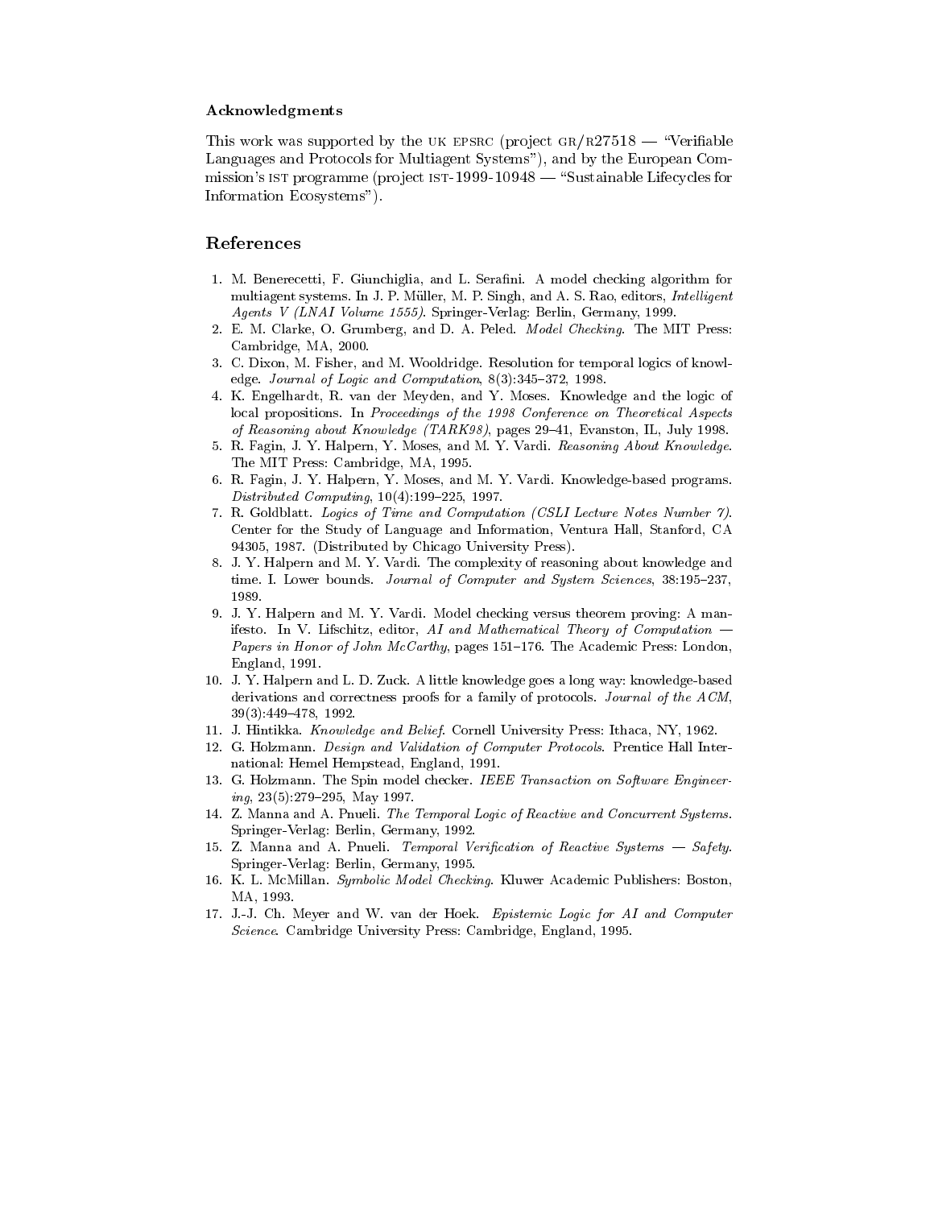### Acknowledgments

This work was supported by the UK EPSRC (project GR/R27518 — "Verifiable Languages and Protocols for Multiagent Systems"), and by the European Commission's IST programme (project IST-1999-10948 — "Sustainable Lifecycles for Information Ecosystems").

## References

1. M. Benerecetti, F. Giunchiglia, and L. Serafini. A model checking algorithm for multiagent systems. In J. P. Müller, M. P. Singh, and A. S. Rao, editors, *Intelligent Agents V (LNAI Volume 1555)*. Springer-Verlag: Berlin, Germany, 1999.
2. E. M. Clarke, O. Grumberg, and D. A. Peled. *Model Checking*. The MIT Press: Cambridge, MA, 2000.
3. C. Dixon, M. Fisher, and M. Wooldridge. Resolution for temporal logics of knowledge. *Journal of Logic and Computation*, 8(3):345–372, 1998.
4. K. Engelhardt, R. van der Meyden, and Y. Moses. Knowledge and the logic of local propositions. In *Proceedings of the 1998 Conference on Theoretical Aspects of Reasoning about Knowledge (TARK98)*, pages 29–41, Evanston, IL, July 1998.
5. R. Fagin, J. Y. Halpern, Y. Moses, and M. Y. Vardi. *Reasoning About Knowledge*. The MIT Press: Cambridge, MA, 1995.
6. R. Fagin, J. Y. Halpern, Y. Moses, and M. Y. Vardi. Knowledge-based programs. *Distributed Computing*, 10(4):199–225, 1997.
7. R. Goldblatt. *Logics of Time and Computation (CSLI Lecture Notes Number 7)*. Center for the Study of Language and Information, Ventura Hall, Stanford, CA 94305, 1987. (Distributed by Chicago University Press).
8. J. Y. Halpern and M. Y. Vardi. The complexity of reasoning about knowledge and time. I. Lower bounds. *Journal of Computer and System Sciences*, 38:195–237, 1989.
9. J. Y. Halpern and M. Y. Vardi. Model checking versus theorem proving: A manifesto. In V. Lifschitz, editor, *AI and Mathematical Theory of Computation — Papers in Honor of John McCarthy*, pages 151–176. The Academic Press: London, England, 1991.
10. J. Y. Halpern and L. D. Zuck. A little knowledge goes a long way: knowledge-based derivations and correctness proofs for a family of protocols. *Journal of the ACM*, 39(3):449–478, 1992.
11. J. Hintikka. *Knowledge and Belief*. Cornell University Press: Ithaca, NY, 1962.
12. G. Holzmann. *Design and Validation of Computer Protocols*. Prentice Hall International: Hemel Hempstead, England, 1991.
13. G. Holzmann. The Spin model checker. *IEEE Transaction on Software Engineering*, 23(5):279–295, May 1997.
14. Z. Manna and A. Pnueli. *The Temporal Logic of Reactive and Concurrent Systems*. Springer-Verlag: Berlin, Germany, 1992.
15. Z. Manna and A. Pnueli. *Temporal Verification of Reactive Systems — Safety*. Springer-Verlag: Berlin, Germany, 1995.
16. K. L. McMillan. *Symbolic Model Checking*. Kluwer Academic Publishers: Boston, MA, 1993.
17. J.-J. Ch. Meyer and W. van der Hoek. *Epistemic Logic for AI and Computer Science*. Cambridge University Press: Cambridge, England, 1995.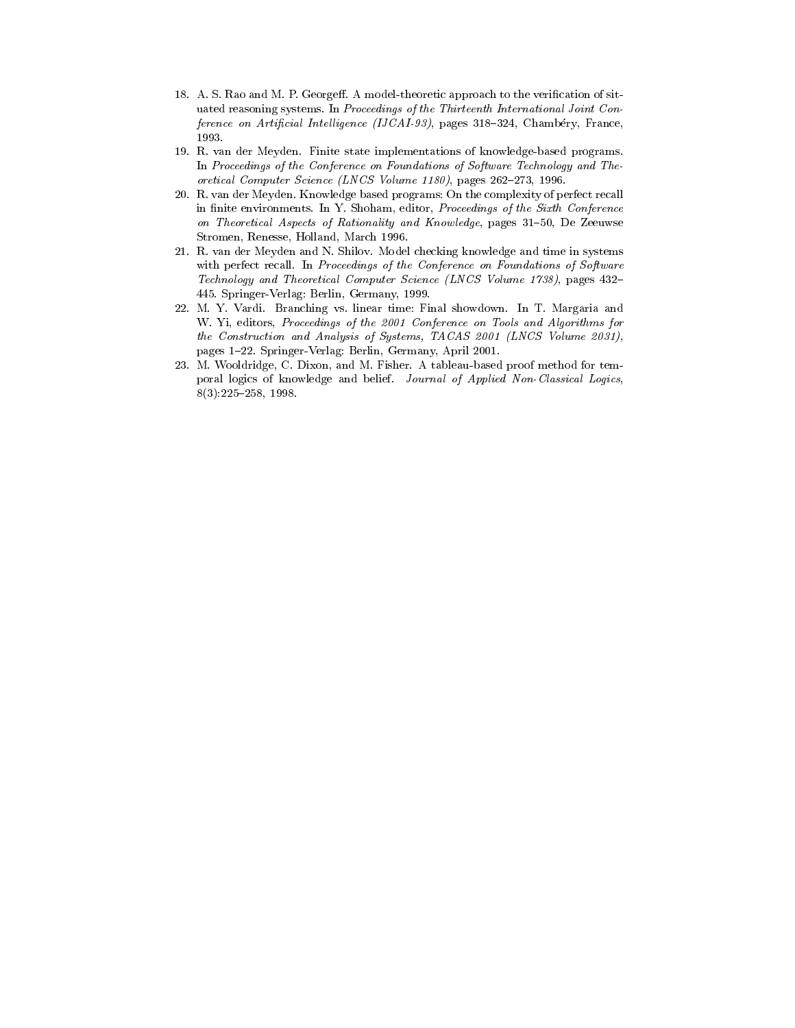18. A. S. Rao and M. P. Georgeff. A model-theoretic approach to the verification of situated reasoning systems. In *Proceedings of the Thirteenth International Joint Conference on Artificial Intelligence (IJCAI-93)*, pages 318–324, Chambéry, France, 1993.
19. R. van der Meyden. Finite state implementations of knowledge-based programs. In *Proceedings of the Conference on Foundations of Software Technology and Theoretical Computer Science (LNCS Volume 1180)*, pages 262–273, 1996.
20. R. van der Meyden. Knowledge based programs: On the complexity of perfect recall in finite environments. In Y. Shoham, editor, *Proceedings of the Sixth Conference on Theoretical Aspects of Rationality and Knowledge*, pages 31–50, De Zeeuwse Stromen, Renesse, Holland, March 1996.
21. R. van der Meyden and N. Shilov. Model checking knowledge and time in systems with perfect recall. In *Proceedings of the Conference on Foundations of Software Technology and Theoretical Computer Science (LNCS Volume 1738)*, pages 432–445. Springer-Verlag: Berlin, Germany, 1999.
22. M. Y. Vardi. Branching vs. linear time: Final showdown. In T. Margaria and W. Yi, editors, *Proceedings of the 2001 Conference on Tools and Algorithms for the Construction and Analysis of Systems, TACAS 2001 (LNCS Volume 2031)*, pages 1–22. Springer-Verlag: Berlin, Germany, April 2001.
23. M. Wooldridge, C. Dixon, and M. Fisher. A tableau-based proof method for temporal logics of knowledge and belief. *Journal of Applied Non-Classical Logics*, 8(3):225–258, 1998.